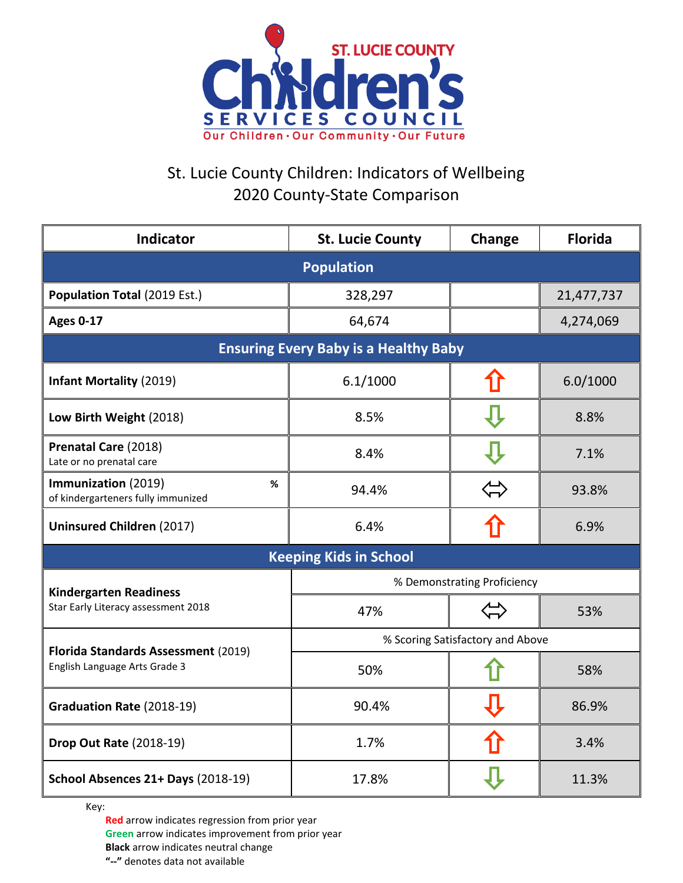# ST. LUCIE COUNTY Children's SERVICES COUNCIL

Our Children · Our Community · Our Future

## St. Lucie County Children: Indicators of Wellbeing
## 2020 County-State Comparison

| Indicator | St. Lucie County | Change | Florida |
|---|---|---|---|
| **Population** | | | |
| **Population Total** (2019 Est.) | 328,297 | | 21,477,737 |
| **Ages 0-17** | 64,674 | | 4,274,069 |
| **Ensuring Every Baby is a Healthy Baby** | | | |
| **Infant Mortality** (2019) | 6.1/1000 | ⇧ (red) | 6.0/1000 |
| **Low Birth Weight** (2018) | 8.5% | ⇩ (green) | 8.8% |
| **Prenatal Care** (2018) Late or no prenatal care | 8.4% | ⇩ (green) | 7.1% |
| **Immunization** (2019) % of kindergarteners fully immunized | 94.4% | ⇔ | 93.8% |
| **Uninsured Children** (2017) | 6.4% | ⇧ (red) | 6.9% |
| **Keeping Kids in School** | | | |
| **Kindergarten Readiness** Star Early Literacy assessment 2018 | % Demonstrating Proficiency | | |
| | 47% | ⇔ | 53% |
| **Florida Standards Assessment** (2019) English Language Arts Grade 3 | % Scoring Satisfactory and Above | | |
| | 50% | ⇧ (green) | 58% |
| **Graduation Rate** (2018-19) | 90.4% | ⇩ (red) | 86.9% |
| **Drop Out Rate** (2018-19) | 1.7% | ⇧ (red) | 3.4% |
| **School Absences 21+ Days** (2018-19) | 17.8% | ⇩ (green) | 11.3% |

Key:

**Red** arrow indicates regression from prior year
**Green** arrow indicates improvement from prior year
**Black** arrow indicates neutral change
**"--"** denotes data not available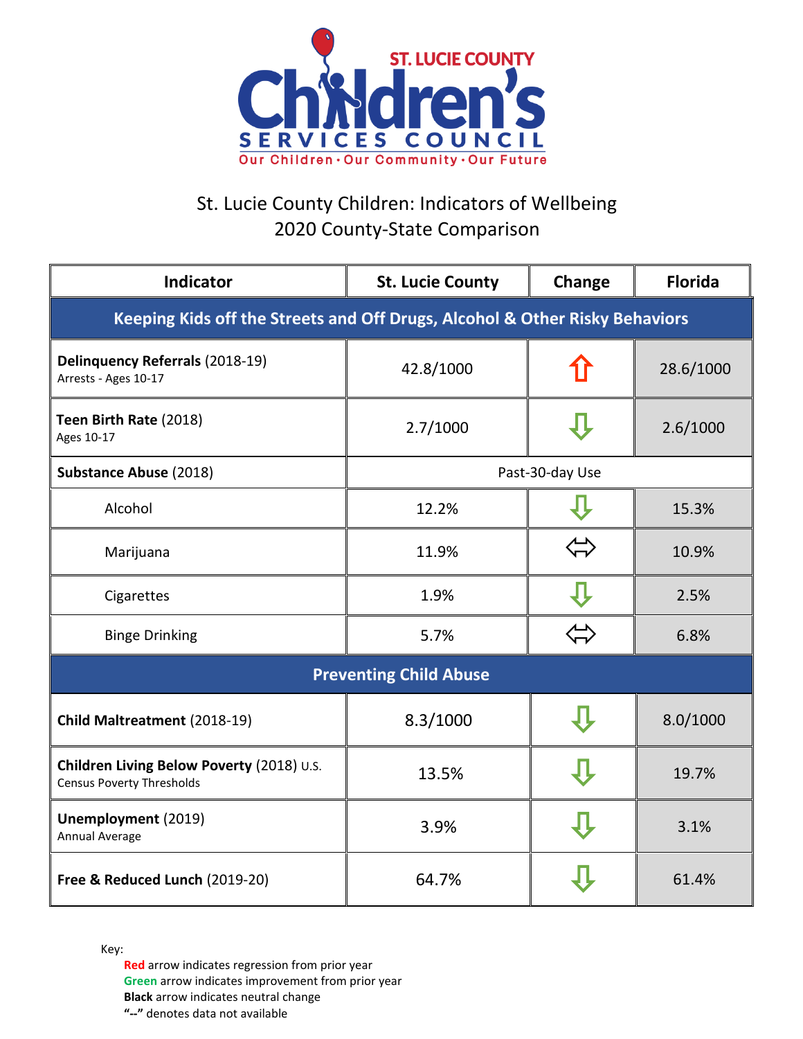ST. LUCIE COUNTY Children's SERVICES COUNCIL

Our Children · Our Community · Our Future

## St. Lucie County Children: Indicators of Wellbeing
## 2020 County-State Comparison

| Indicator | St. Lucie County | Change | Florida |
|---|---|---|---|
| **Keeping Kids off the Streets and Off Drugs, Alcohol & Other Risky Behaviors** | | | |
| **Delinquency Referrals** (2018-19) Arrests - Ages 10-17 | 42.8/1000 | ⇧ (red) | 28.6/1000 |
| **Teen Birth Rate** (2018) Ages 10-17 | 2.7/1000 | ⇩ (green) | 2.6/1000 |
| **Substance Abuse** (2018) | Past-30-day Use | | |
| Alcohol | 12.2% | ⇩ (green) | 15.3% |
| Marijuana | 11.9% | ⇔ (black) | 10.9% |
| Cigarettes | 1.9% | ⇩ (green) | 2.5% |
| Binge Drinking | 5.7% | ⇔ (black) | 6.8% |
| **Preventing Child Abuse** | | | |
| **Child Maltreatment** (2018-19) | 8.3/1000 | ⇩ (green) | 8.0/1000 |
| **Children Living Below Poverty** (2018) U.S. Census Poverty Thresholds | 13.5% | ⇩ (green) | 19.7% |
| **Unemployment** (2019) Annual Average | 3.9% | ⇩ (green) | 3.1% |
| **Free & Reduced Lunch** (2019-20) | 64.7% | ⇩ (green) | 61.4% |

Key:

- **Red** arrow indicates regression from prior year
- **Green** arrow indicates improvement from prior year
- **Black** arrow indicates neutral change
- **"--"** denotes data not available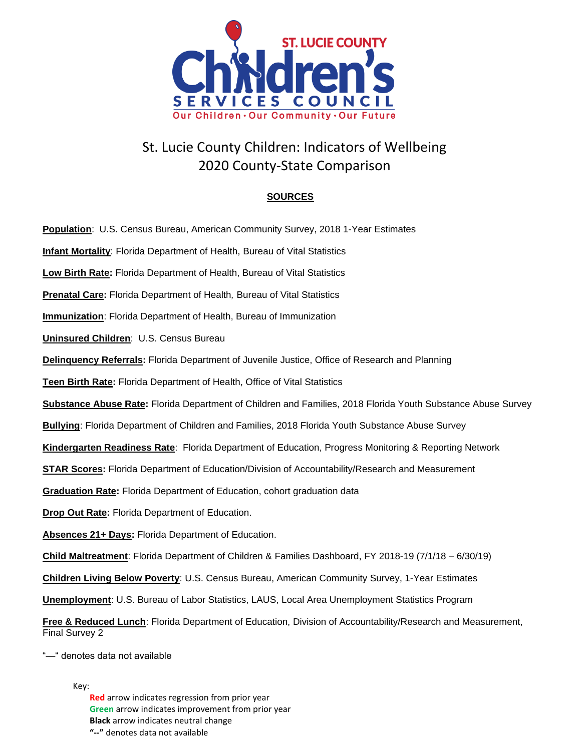ST. LUCIE COUNTY Children's SERVICES COUNCIL
Our Children · Our Community · Our Future

# St. Lucie County Children: Indicators of Wellbeing
# 2020 County-State Comparison

## SOURCES

**Population**: U.S. Census Bureau, American Community Survey, 2018 1-Year Estimates

**Infant Mortality**: Florida Department of Health, Bureau of Vital Statistics

**Low Birth Rate:** Florida Department of Health, Bureau of Vital Statistics

**Prenatal Care:** Florida Department of Health, Bureau of Vital Statistics

**Immunization**: Florida Department of Health, Bureau of Immunization

**Uninsured Children**: U.S. Census Bureau

**Delinquency Referrals:** Florida Department of Juvenile Justice, Office of Research and Planning

**Teen Birth Rate:** Florida Department of Health, Office of Vital Statistics

**Substance Abuse Rate:** Florida Department of Children and Families, 2018 Florida Youth Substance Abuse Survey

**Bullying**: Florida Department of Children and Families, 2018 Florida Youth Substance Abuse Survey

**Kindergarten Readiness Rate**: Florida Department of Education, Progress Monitoring & Reporting Network

**STAR Scores:** Florida Department of Education/Division of Accountability/Research and Measurement

**Graduation Rate:** Florida Department of Education, cohort graduation data

**Drop Out Rate:** Florida Department of Education.

**Absences 21+ Days:** Florida Department of Education.

**Child Maltreatment**: Florida Department of Children & Families Dashboard, FY 2018-19 (7/1/18 – 6/30/19)

**Children Living Below Poverty**: U.S. Census Bureau, American Community Survey, 1-Year Estimates

**Unemployment**: U.S. Bureau of Labor Statistics, LAUS, Local Area Unemployment Statistics Program

**Free & Reduced Lunch**: Florida Department of Education, Division of Accountability/Research and Measurement, Final Survey 2

"—" denotes data not available

Key:
- **Red** arrow indicates regression from prior year
- **Green** arrow indicates improvement from prior year
- **Black** arrow indicates neutral change
- **"--"** denotes data not available